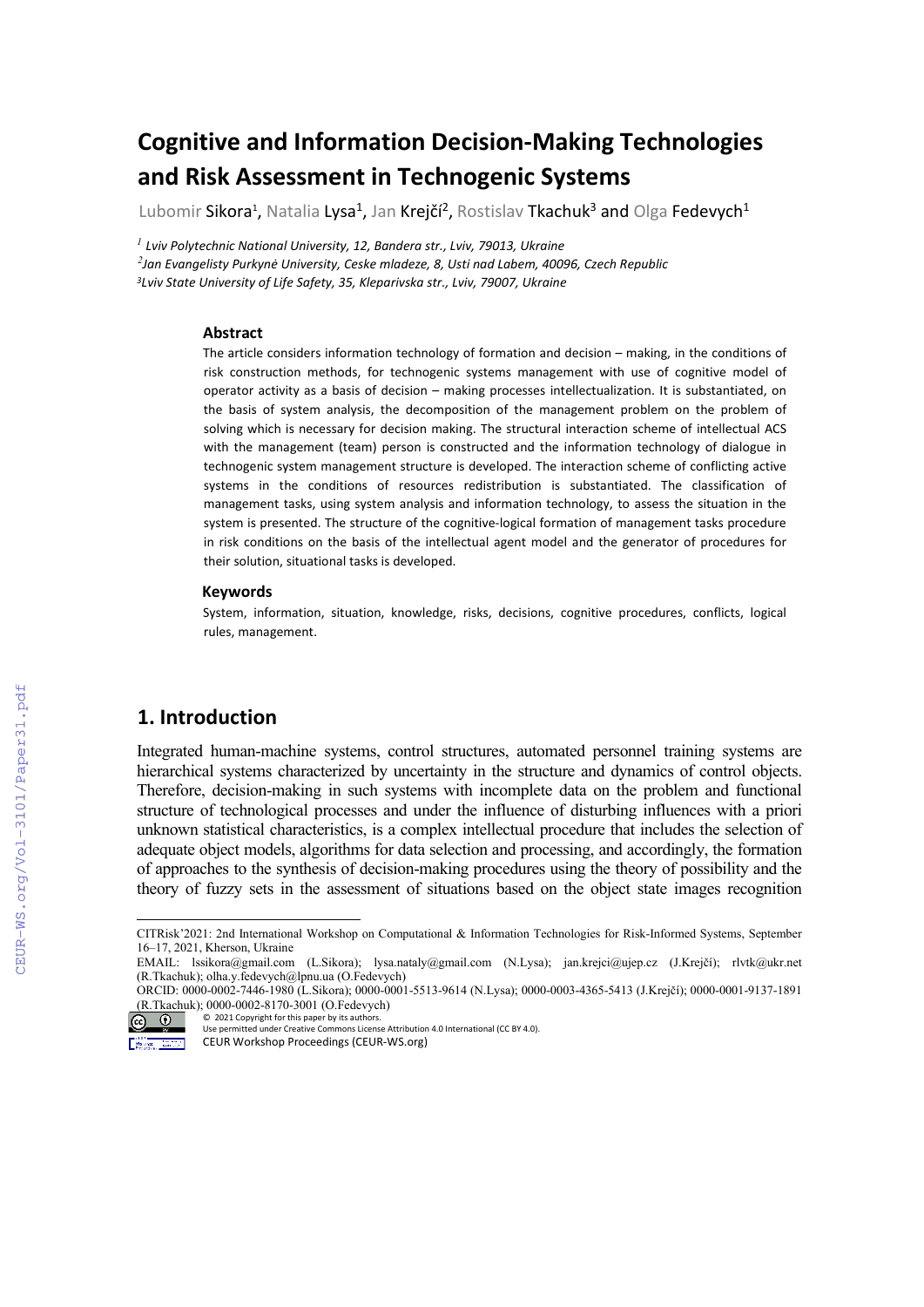# Cognitive and Information Decision-Making Technologies and Risk Assessment in Technogenic Systems

Lubomir Sikora[1], Natalia Lysa[1], Jan Krejčí[2], Rostislav Tkachuk[3] and Olga Fedevych[1]

[1] *Lviv Polytechnic National University, 12, Bandera str., Lviv, 79013, Ukraine*
[2] *Jan Evangelisty Purkyně University, Ceske mladeze, 8, Usti nad Labem, 40096, Czech Republic*
[3] *Lviv State University of Life Safety, 35, Kleparivska str., Lviv, 79007, Ukraine*

### Abstract

The article considers information technology of formation and decision – making, in the conditions of risk construction methods, for technogenic systems management with use of cognitive model of operator activity as a basis of decision – making processes intellectualization. It is substantiated, on the basis of system analysis, the decomposition of the management problem on the problem of solving which is necessary for decision making. The structural interaction scheme of intellectual ACS with the management (team) person is constructed and the information technology of dialogue in technogenic system management structure is developed. The interaction scheme of conflicting active systems in the conditions of resources redistribution is substantiated. The classification of management tasks, using system analysis and information technology, to assess the situation in the system is presented. The structure of the cognitive-logical formation of management tasks procedure in risk conditions on the basis of the intellectual agent model and the generator of procedures for their solution, situational tasks is developed.

### Keywords

System, information, situation, knowledge, risks, decisions, cognitive procedures, conflicts, logical rules, management.

## 1. Introduction

Integrated human-machine systems, control structures, automated personnel training systems are hierarchical systems characterized by uncertainty in the structure and dynamics of control objects. Therefore, decision-making in such systems with incomplete data on the problem and functional structure of technological processes and under the influence of disturbing influences with a priori unknown statistical characteristics, is a complex intellectual procedure that includes the selection of adequate object models, algorithms for data selection and processing, and accordingly, the formation of approaches to the synthesis of decision-making procedures using the theory of possibility and the theory of fuzzy sets in the assessment of situations based on the object state images recognition

---

CITRisk'2021: 2nd International Workshop on Computational & Information Technologies for Risk-Informed Systems, September 16–17, 2021, Kherson, Ukraine

EMAIL: lssikora@gmail.com (L.Sikora); lysa.nataly@gmail.com (N.Lysa); jan.krejci@ujep.cz (J.Krejčí); rlvtk@ukr.net (R.Tkachuk); olha.y.fedevych@lpnu.ua (O.Fedevych)

ORCID: 0000-0002-7446-1980 (L.Sikora); 0000-0001-5513-9614 (N.Lysa); 0000-0003-4365-5413 (J.Krejčí); 0000-0001-9137-1891 (R.Tkachuk); 0000-0002-8170-3001 (O.Fedevych)

© 2021 Copyright for this paper by its authors.
Use permitted under Creative Commons License Attribution 4.0 International (CC BY 4.0).
CEUR Workshop Proceedings (CEUR-WS.org)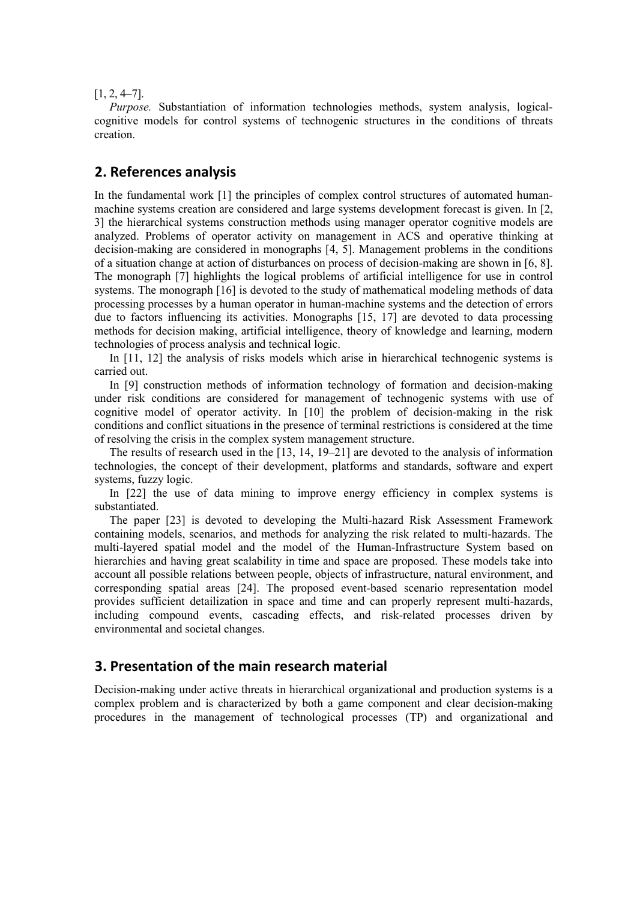[1, 2, 4–7].

*Purpose.* Substantiation of information technologies methods, system analysis, logical-cognitive models for control systems of technogenic structures in the conditions of threats creation.

## 2. References analysis

In the fundamental work [1] the principles of complex control structures of automated human-machine systems creation are considered and large systems development forecast is given. In [2, 3] the hierarchical systems construction methods using manager operator cognitive models are analyzed. Problems of operator activity on management in ACS and operative thinking at decision-making are considered in monographs [4, 5]. Management problems in the conditions of a situation change at action of disturbances on process of decision-making are shown in [6, 8]. The monograph [7] highlights the logical problems of artificial intelligence for use in control systems. The monograph [16] is devoted to the study of mathematical modeling methods of data processing processes by a human operator in human-machine systems and the detection of errors due to factors influencing its activities. Monographs [15, 17] are devoted to data processing methods for decision making, artificial intelligence, theory of knowledge and learning, modern technologies of process analysis and technical logic.

In [11, 12] the analysis of risks models which arise in hierarchical technogenic systems is carried out.

In [9] construction methods of information technology of formation and decision-making under risk conditions are considered for management of technogenic systems with use of cognitive model of operator activity. In [10] the problem of decision-making in the risk conditions and conflict situations in the presence of terminal restrictions is considered at the time of resolving the crisis in the complex system management structure.

The results of research used in the [13, 14, 19–21] are devoted to the analysis of information technologies, the concept of their development, platforms and standards, software and expert systems, fuzzy logic.

In [22] the use of data mining to improve energy efficiency in complex systems is substantiated.

The paper [23] is devoted to developing the Multi-hazard Risk Assessment Framework containing models, scenarios, and methods for analyzing the risk related to multi-hazards. The multi-layered spatial model and the model of the Human-Infrastructure System based on hierarchies and having great scalability in time and space are proposed. These models take into account all possible relations between people, objects of infrastructure, natural environment, and corresponding spatial areas [24]. The proposed event-based scenario representation model provides sufficient detailization in space and time and can properly represent multi-hazards, including compound events, cascading effects, and risk-related processes driven by environmental and societal changes.

## 3. Presentation of the main research material

Decision-making under active threats in hierarchical organizational and production systems is a complex problem and is characterized by both a game component and clear decision-making procedures in the management of technological processes (TP) and organizational and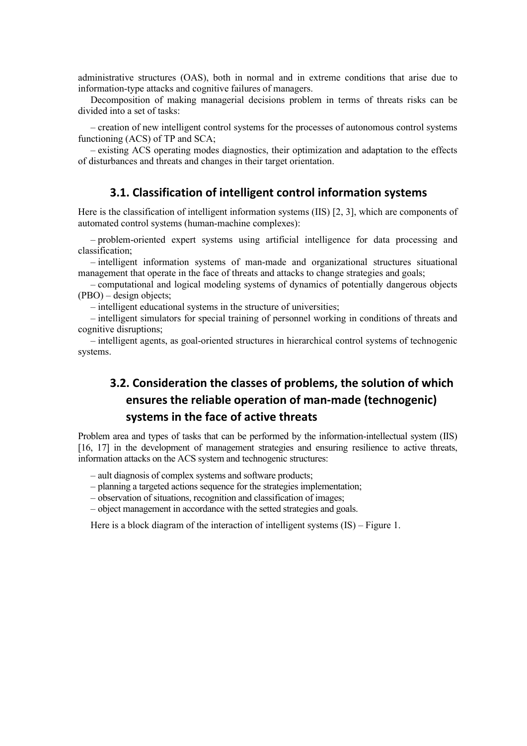administrative structures (OAS), both in normal and in extreme conditions that arise due to information-type attacks and cognitive failures of managers.

Decomposition of making managerial decisions problem in terms of threats risks can be divided into a set of tasks:

– creation of new intelligent control systems for the processes of autonomous control systems functioning (ACS) of TP and SCA;

– existing ACS operating modes diagnostics, their optimization and adaptation to the effects of disturbances and threats and changes in their target orientation.

### 3.1. Classification of intelligent control information systems

Here is the classification of intelligent information systems (IIS) [2, 3], which are components of automated control systems (human-machine complexes):

– problem-oriented expert systems using artificial intelligence for data processing and classification;

– intelligent information systems of man-made and organizational structures situational management that operate in the face of threats and attacks to change strategies and goals;

– computational and logical modeling systems of dynamics of potentially dangerous objects (PBO) – design objects;

– intelligent educational systems in the structure of universities;

– intelligent simulators for special training of personnel working in conditions of threats and cognitive disruptions;

– intelligent agents, as goal-oriented structures in hierarchical control systems of technogenic systems.

### 3.2. Consideration the classes of problems, the solution of which ensures the reliable operation of man-made (technogenic) systems in the face of active threats

Problem area and types of tasks that can be performed by the information-intellectual system (IIS) [16, 17] in the development of management strategies and ensuring resilience to active threats, information attacks on the ACS system and technogenic structures:

– ault diagnosis of complex systems and software products;
– planning a targeted actions sequence for the strategies implementation;
– observation of situations, recognition and classification of images;
– object management in accordance with the setted strategies and goals.

Here is a block diagram of the interaction of intelligent systems (IS) – Figure 1.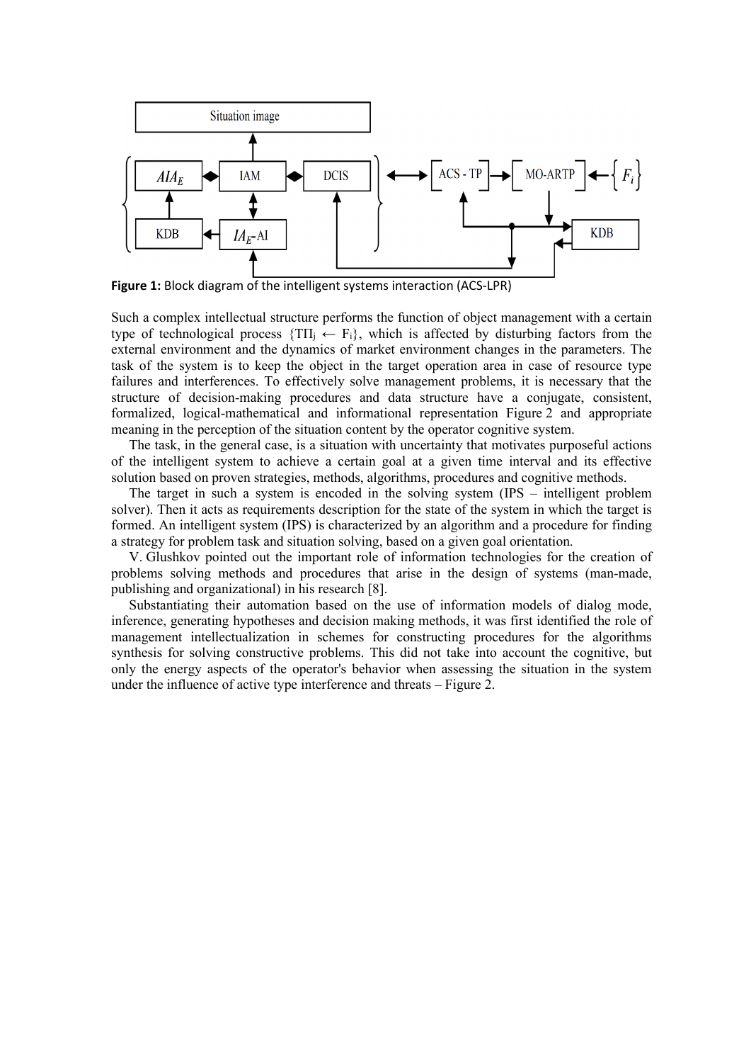**Figure 1:** Block diagram of the intelligent systems interaction (ACS-LPR)

Such a complex intellectual structure performs the function of object management with a certain type of technological process $\{\text{T}\Pi_j \leftarrow F_i\}$, which is affected by disturbing factors from the external environment and the dynamics of market environment changes in the parameters. The task of the system is to keep the object in the target operation area in case of resource type failures and interferences. To effectively solve management problems, it is necessary that the structure of decision-making procedures and data structure have a conjugate, consistent, formalized, logical-mathematical and informational representation Figure 2 and appropriate meaning in the perception of the situation content by the operator cognitive system.

The task, in the general case, is a situation with uncertainty that motivates purposeful actions of the intelligent system to achieve a certain goal at a given time interval and its effective solution based on proven strategies, methods, algorithms, procedures and cognitive methods.

The target in such a system is encoded in the solving system (IPS – intelligent problem solver). Then it acts as requirements description for the state of the system in which the target is formed. An intelligent system (IPS) is characterized by an algorithm and a procedure for finding a strategy for problem task and situation solving, based on a given goal orientation.

V. Glushkov pointed out the important role of information technologies for the creation of problems solving methods and procedures that arise in the design of systems (man-made, publishing and organizational) in his research [8].

Substantiating their automation based on the use of information models of dialog mode, inference, generating hypotheses and decision making methods, it was first identified the role of management intellectualization in schemes for constructing procedures for the algorithms synthesis for solving constructive problems. This did not take into account the cognitive, but only the energy aspects of the operator's behavior when assessing the situation in the system under the influence of active type interference and threats – Figure 2.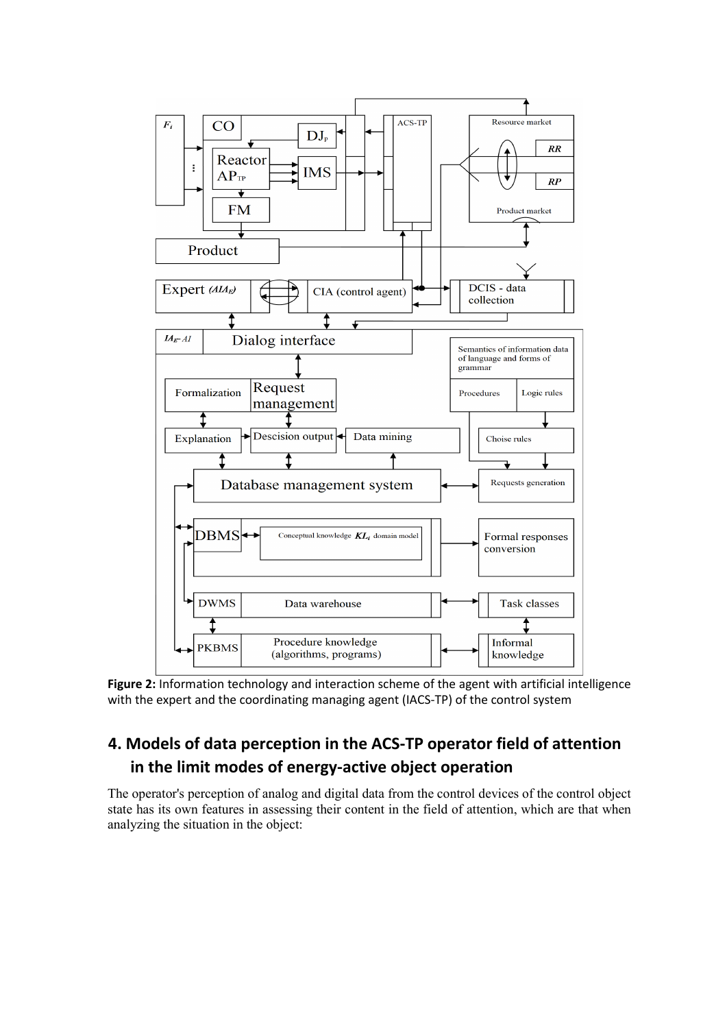Figure 2: Information technology and interaction scheme of the agent with artificial intelligence with the expert and the coordinating managing agent (IACS-TP) of the control system

## 4. Models of data perception in the ACS-TP operator field of attention in the limit modes of energy-active object operation

The operator's perception of analog and digital data from the control devices of the control object state has its own features in assessing their content in the field of attention, which are that when analyzing the situation in the object: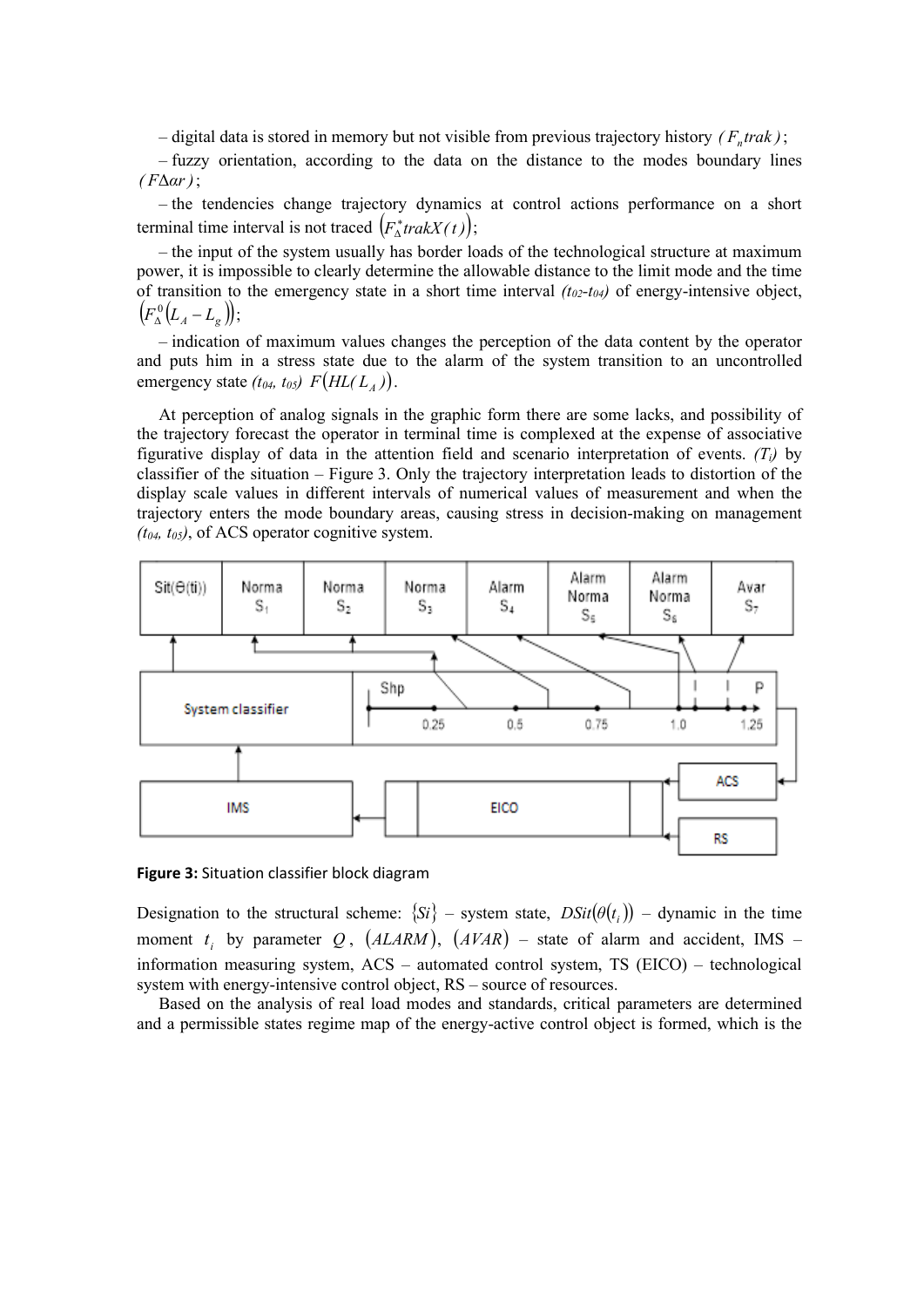– digital data is stored in memory but not visible from previous trajectory history $(F_n trak)$;

– fuzzy orientation, according to the data on the distance to the modes boundary lines $(F\Delta\alpha r)$;

– the tendencies change trajectory dynamics at control actions performance on a short terminal time interval is not traced $\left(F_{\Delta}^{*}trakX(t)\right)$;

– the input of the system usually has border loads of the technological structure at maximum power, it is impossible to clearly determine the allowable distance to the limit mode and the time of transition to the emergency state in a short time interval *($t_{02}$-$t_{04}$)* of energy-intensive object, $\left(F_{\Delta}^{0}\left(L_A - L_g\right)\right)$;

– indication of maximum values changes the perception of the data content by the operator and puts him in a stress state due to the alarm of the system transition to an uncontrolled emergency state *($t_{04}$, $t_{05}$)* $F\left(HL(L_A)\right)$.

At perception of analog signals in the graphic form there are some lacks, and possibility of the trajectory forecast the operator in terminal time is complexed at the expense of associative figurative display of data in the attention field and scenario interpretation of events. *($T_i$)* by classifier of the situation – Figure 3. Only the trajectory interpretation leads to distortion of the display scale values in different intervals of numerical values of measurement and when the trajectory enters the mode boundary areas, causing stress in decision-making on management *($t_{04}$, $t_{05}$)*, of ACS operator cognitive system.

**Figure 3:** Situation classifier block diagram

Designation to the structural scheme: $\{Si\}$ – system state, $DSit(\theta(t_i))$ – dynamic in the time moment $t_i$ by parameter $Q$, $(ALARM)$, $(AVAR)$ – state of alarm and accident, IMS – information measuring system, ACS – automated control system, TS (EICO) – technological system with energy-intensive control object, RS – source of resources.

Based on the analysis of real load modes and standards, critical parameters are determined and a permissible states regime map of the energy-active control object is formed, which is the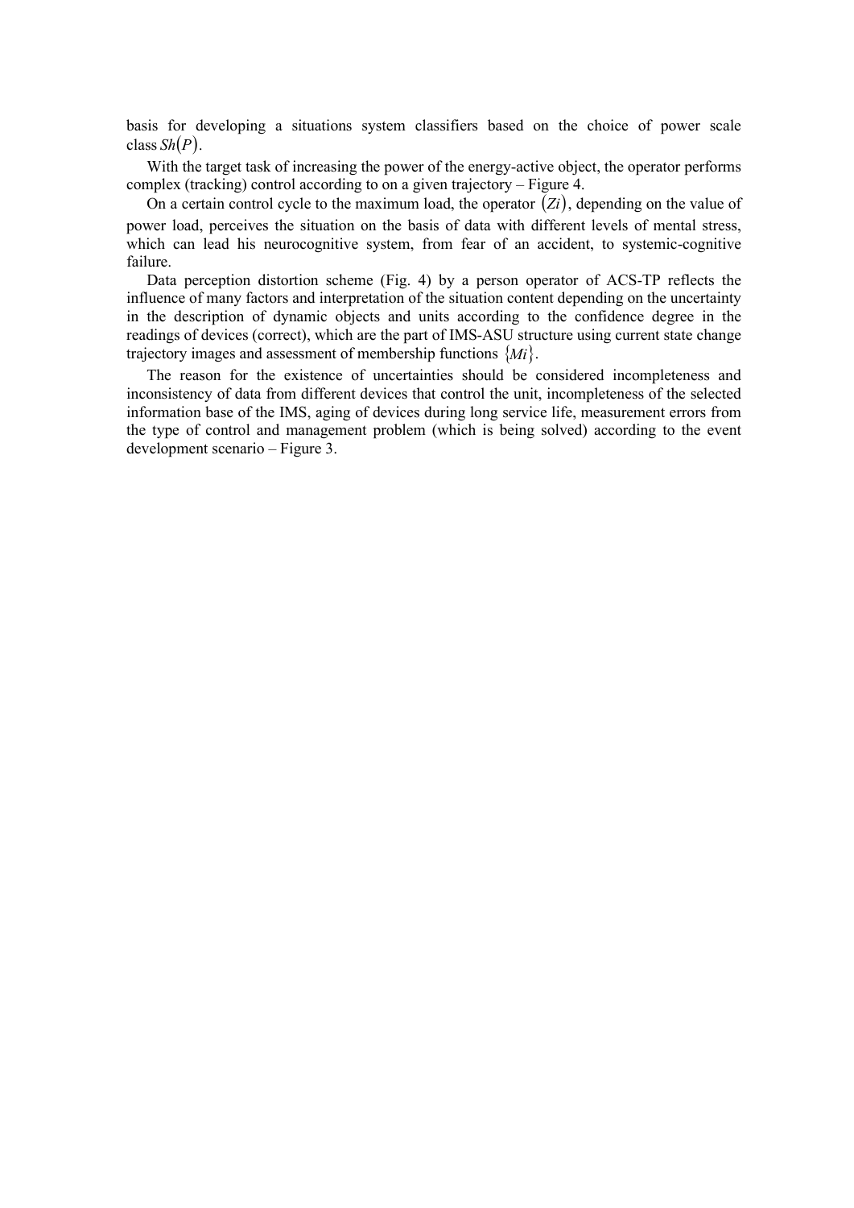basis for developing a situations system classifiers based on the choice of power scale class $Sh(P)$.

With the target task of increasing the power of the energy-active object, the operator performs complex (tracking) control according to on a given trajectory – Figure 4.

On a certain control cycle to the maximum load, the operator $(Zi)$, depending on the value of power load, perceives the situation on the basis of data with different levels of mental stress, which can lead his neurocognitive system, from fear of an accident, to systemic-cognitive failure.

Data perception distortion scheme (Fig. 4) by a person operator of ACS-TP reflects the influence of many factors and interpretation of the situation content depending on the uncertainty in the description of dynamic objects and units according to the confidence degree in the readings of devices (correct), which are the part of IMS-ASU structure using current state change trajectory images and assessment of membership functions $\{Mi\}$.

The reason for the existence of uncertainties should be considered incompleteness and inconsistency of data from different devices that control the unit, incompleteness of the selected information base of the IMS, aging of devices during long service life, measurement errors from the type of control and management problem (which is being solved) according to the event development scenario – Figure 3.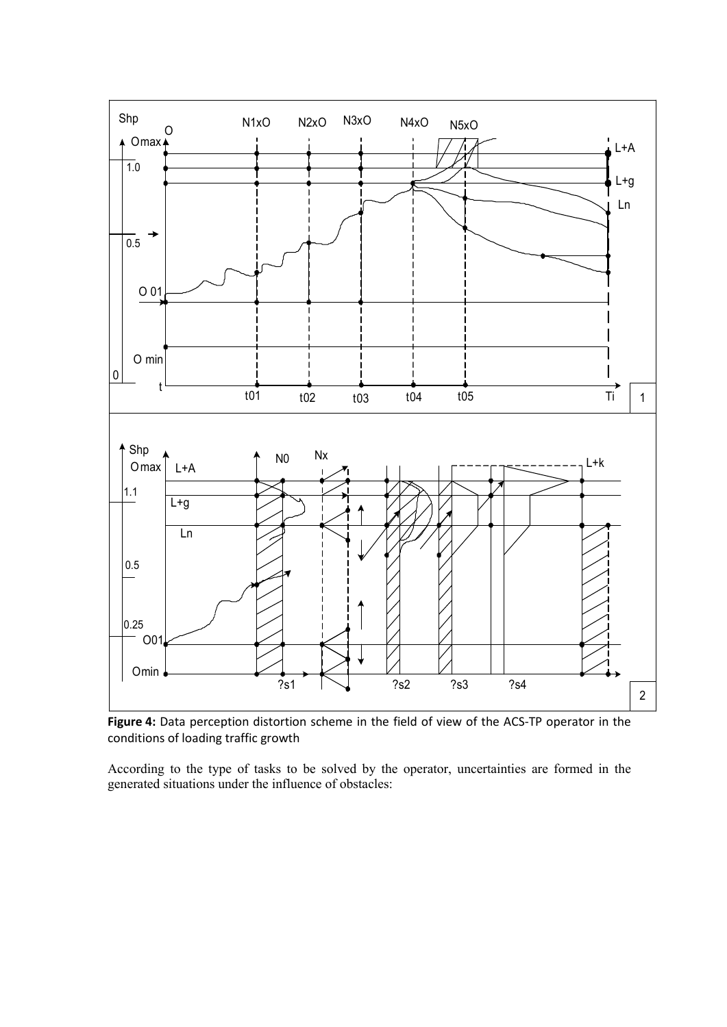**Figure 4:** Data perception distortion scheme in the field of view of the ACS-TP operator in the conditions of loading traffic growth

According to the type of tasks to be solved by the operator, uncertainties are formed in the generated situations under the influence of obstacles: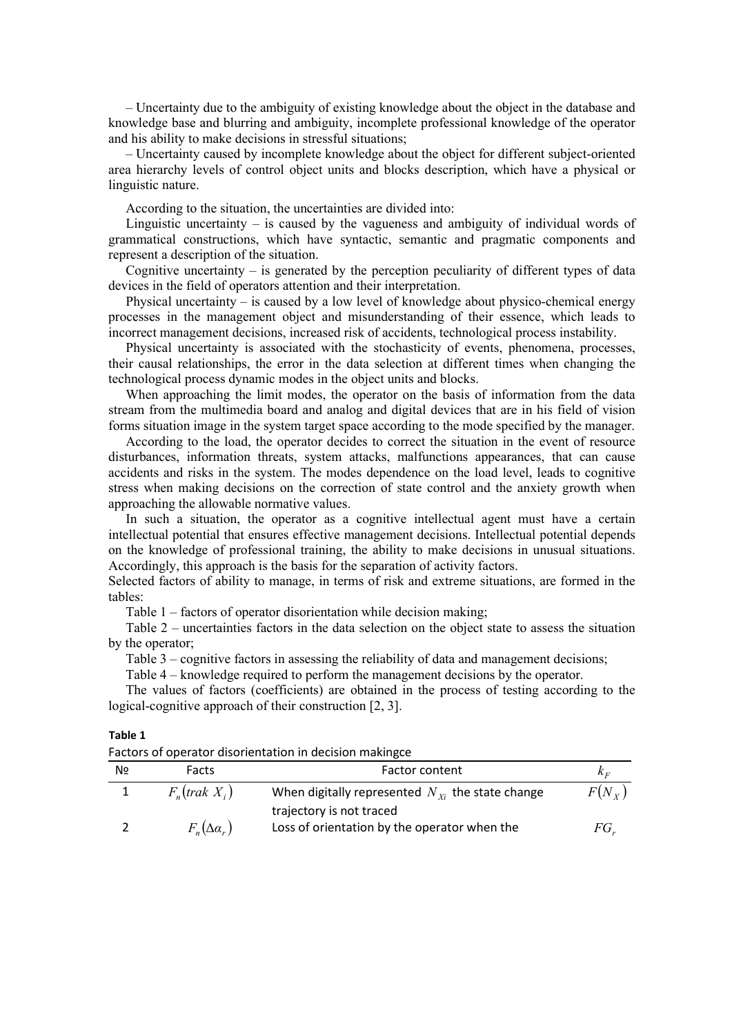– Uncertainty due to the ambiguity of existing knowledge about the object in the database and knowledge base and blurring and ambiguity, incomplete professional knowledge of the operator and his ability to make decisions in stressful situations;

– Uncertainty caused by incomplete knowledge about the object for different subject-oriented area hierarchy levels of control object units and blocks description, which have a physical or linguistic nature.

According to the situation, the uncertainties are divided into:

Linguistic uncertainty – is caused by the vagueness and ambiguity of individual words of grammatical constructions, which have syntactic, semantic and pragmatic components and represent a description of the situation.

Cognitive uncertainty – is generated by the perception peculiarity of different types of data devices in the field of operators attention and their interpretation.

Physical uncertainty – is caused by a low level of knowledge about physico-chemical energy processes in the management object and misunderstanding of their essence, which leads to incorrect management decisions, increased risk of accidents, technological process instability.

Physical uncertainty is associated with the stochasticity of events, phenomena, processes, their causal relationships, the error in the data selection at different times when changing the technological process dynamic modes in the object units and blocks.

When approaching the limit modes, the operator on the basis of information from the data stream from the multimedia board and analog and digital devices that are in his field of vision forms situation image in the system target space according to the mode specified by the manager.

According to the load, the operator decides to correct the situation in the event of resource disturbances, information threats, system attacks, malfunctions appearances, that can cause accidents and risks in the system. The modes dependence on the load level, leads to cognitive stress when making decisions on the correction of state control and the anxiety growth when approaching the allowable normative values.

In such a situation, the operator as a cognitive intellectual agent must have a certain intellectual potential that ensures effective management decisions. Intellectual potential depends on the knowledge of professional training, the ability to make decisions in unusual situations. Accordingly, this approach is the basis for the separation of activity factors.

Selected factors of ability to manage, in terms of risk and extreme situations, are formed in the tables:

Table 1 – factors of operator disorientation while decision making;

Table 2 – uncertainties factors in the data selection on the object state to assess the situation by the operator;

Table 3 – cognitive factors in assessing the reliability of data and management decisions;

Table 4 – knowledge required to perform the management decisions by the operator.

The values of factors (coefficients) are obtained in the process of testing according to the logical-cognitive approach of their construction [2, 3].

**Table 1**

Factors of operator disorientation in decision makingce

| № | Facts | Factor content | $k_F$ |
|---|---|---|---|
| 1 | $F_n(trak\ X_i)$ | When digitally represented $N_{Xi}$ the state change trajectory is not traced | $F(N_X)$ |
| 2 | $F_n(\Delta\alpha_r)$ | Loss of orientation by the operator when the | $FG_r$ |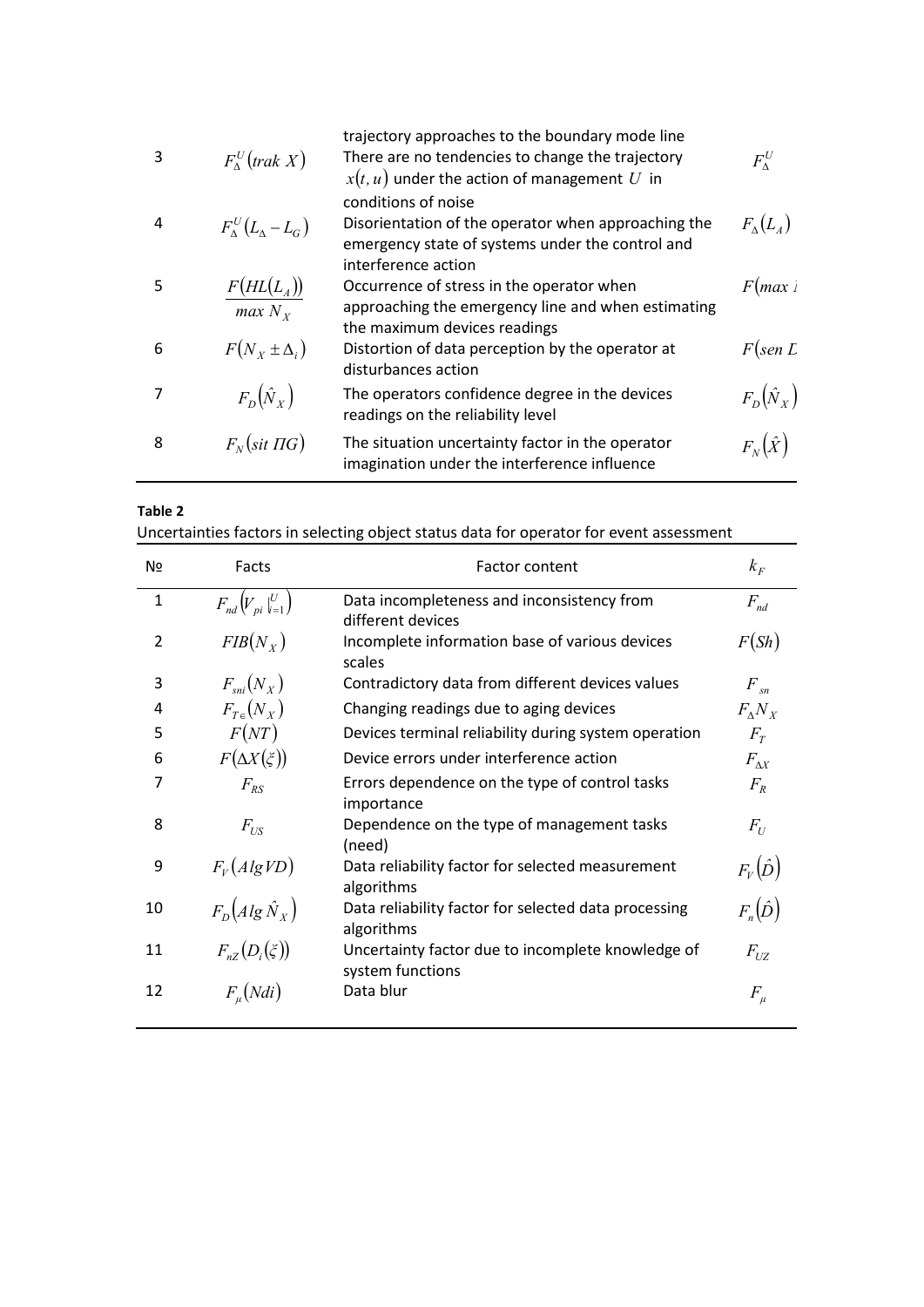| 3 | $F_{\Delta}^{U}(trak\ X)$ | trajectory approaches to the boundary mode line There are no tendencies to change the trajectory $x(t,u)$ under the action of management $U$ in conditions of noise | $F_{\Delta}^{U}$ |
|---|---|---|---|
| 4 | $F_{\Delta}^{U}(L_{\Delta}-L_{G})$ | Disorientation of the operator when approaching the emergency state of systems under the control and interference action | $F_{\Delta}(L_{A})$ |
| 5 | $\dfrac{F(HL(L_{A}))}{max\ N_{X}}$ | Occurrence of stress in the operator when approaching the emergency line and when estimating the maximum devices readings | $F(max\ i$ |
| 6 | $F(N_{X}\pm\Delta_{i})$ | Distortion of data perception by the operator at disturbances action | $F(sen\ L$ |
| 7 | $F_{D}(\hat{N}_{X})$ | The operators confidence degree in the devices readings on the reliability level | $F_{D}(\hat{N}_{X})$ |
| 8 | $F_{N}(sit\ \Pi G)$ | The situation uncertainty factor in the operator imagination under the interference influence | $F_{N}(\hat{X})$ |

**Table 2**

Uncertainties factors in selecting object status data for operator for event assessment

| № | Facts | Factor content | $k_{F}$ |
|---|---|---|---|
| 1 | $F_{nd}\left(V_{pi}\big\|_{i=1}^{U}\right)$ | Data incompleteness and inconsistency from different devices | $F_{nd}$ |
| 2 | $FIB(N_{X})$ | Incomplete information base of various devices scales | $F(Sh)$ |
| 3 | $F_{sni}(N_{X})$ | Contradictory data from different devices values | $F_{sn}$ |
| 4 | $F_{T\in}(N_{X})$ | Changing readings due to aging devices | $F_{\Delta}N_{X}$ |
| 5 | $F(NT)$ | Devices terminal reliability during system operation | $F_{T}$ |
| 6 | $F(\Delta X(\xi))$ | Device errors under interference action | $F_{\Delta X}$ |
| 7 | $F_{RS}$ | Errors dependence on the type of control tasks importance | $F_{R}$ |
| 8 | $F_{US}$ | Dependence on the type of management tasks (need) | $F_{U}$ |
| 9 | $F_{V}(AlgVD)$ | Data reliability factor for selected measurement algorithms | $F_{V}(\hat{D})$ |
| 10 | $F_{D}(Alg\ \hat{N}_{X})$ | Data reliability factor for selected data processing algorithms | $F_{n}(\hat{D})$ |
| 11 | $F_{nZ}(D_{i}(\xi))$ | Uncertainty factor due to incomplete knowledge of system functions | $F_{UZ}$ |
| 12 | $F_{\mu}(Ndi)$ | Data blur | $F_{\mu}$ |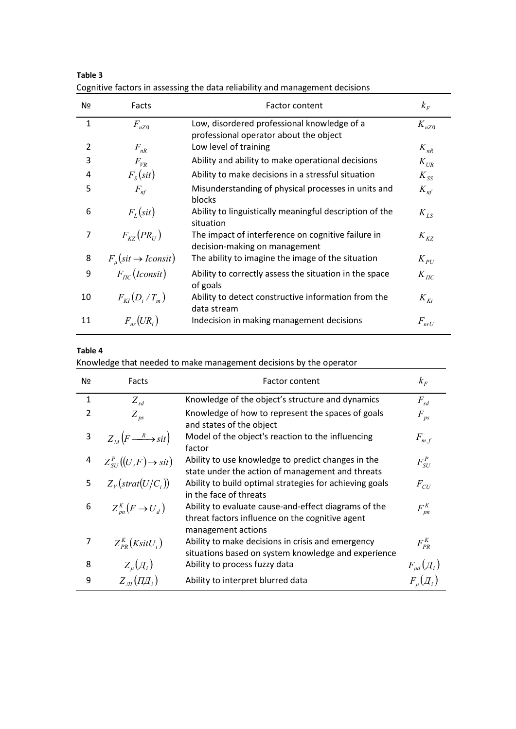**Table 3**

Cognitive factors in assessing the data reliability and management decisions

| № | Facts | Factor content | $k_F$ |
|---|---|---|---|
| 1 | $F_{nZ0}$ | Low, disordered professional knowledge of a professional operator about the object | $K_{nZ0}$ |
| 2 | $F_{nR}$ | Low level of training | $K_{nR}$ |
| 3 | $F_{VR}$ | Ability and ability to make operational decisions | $K_{UR}$ |
| 4 | $F_S(sit)$ | Ability to make decisions in a stressful situation | $K_{SS}$ |
| 5 | $F_{nf}$ | Misunderstanding of physical processes in units and blocks | $K_{nf}$ |
| 6 | $F_L(sit)$ | Ability to linguistically meaningful description of the situation | $K_{LS}$ |
| 7 | $F_{KZ}(PR_U)$ | The impact of interference on cognitive failure in decision-making on management | $K_{KZ}$ |
| 8 | $F_\mu(sit \to Iconsit)$ | The ability to imagine the image of the situation | $K_{PU}$ |
| 9 | $F_{\Pi C}(Iconsit)$ | Ability to correctly assess the situation in the space of goals | $K_{\Pi C}$ |
| 10 | $F_{KI}(D_i / T_m)$ | Ability to detect constructive information from the data stream | $K_{Ki}$ |
| 11 | $F_{nr}(UR_i)$ | Indecision in making management decisions | $F_{nrU}$ |

**Table 4**

Knowledge that needed to make management decisions by the operator

| № | Facts | Factor content | $k_F$ |
|---|---|---|---|
| 1 | $Z_{sd}$ | Knowledge of the object's structure and dynamics | $F_{sd}$ |
| 2 | $Z_{ps}$ | Knowledge of how to represent the spaces of goals and states of the object | $F_{ps}$ |
| 3 | $Z_M\left(F \xrightarrow{R} sit\right)$ | Model of the object's reaction to the influencing factor | $F_{m,f}$ |
| 4 | $Z_{SU}^P((U,F) \to sit)$ | Ability to use knowledge to predict changes in the state under the action of management and threats | $F_{SU}^P$ |
| 5 | $Z_V(strat(U/C_i))$ | Ability to build optimal strategies for achieving goals in the face of threats | $F_{CU}$ |
| 6 | $Z_{pn}^K(F \to U_d)$ | Ability to evaluate cause-and-effect diagrams of the threat factors influence on the cognitive agent management actions | $F_{pn}^K$ |
| 7 | $Z_{PR}^K(KsitU_i)$ | Ability to make decisions in crisis and emergency situations based on system knowledge and experience | $F_{PR}^K$ |
| 8 | $Z_\mu(Д_i)$ | Ability to process fuzzy data | $F_{\mu d}(Д_i)$ |
| 9 | $Z_{Л I}(ПД_i)$ | Ability to interpret blurred data | $F_\mu(Д_i)$ |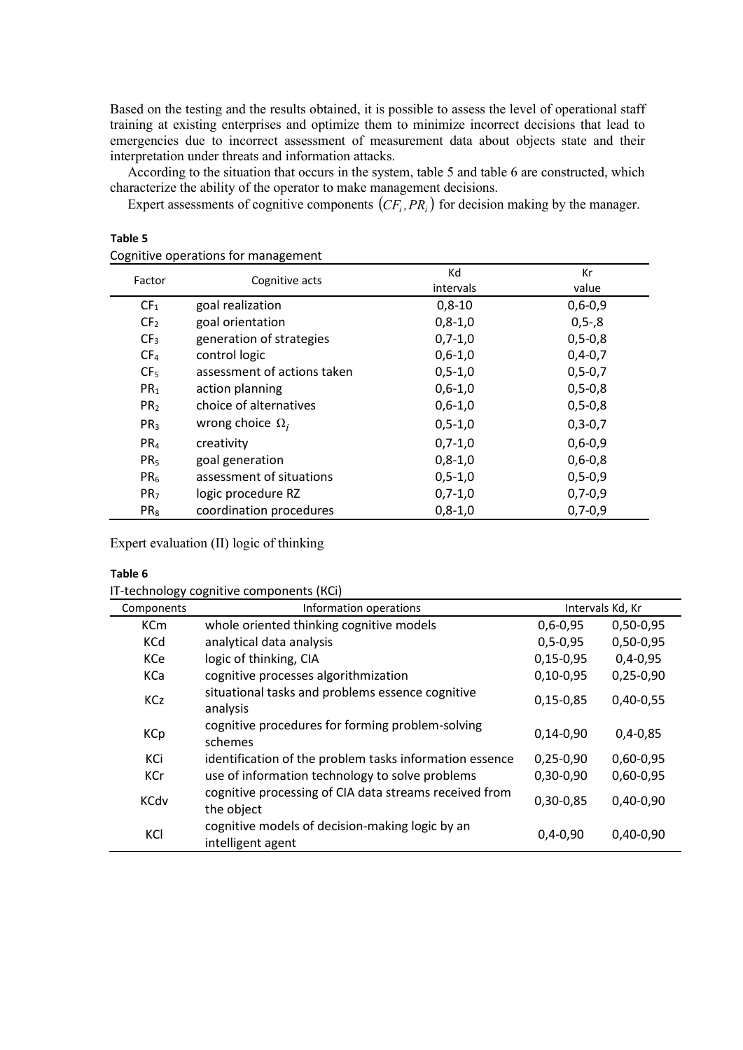Based on the testing and the results obtained, it is possible to assess the level of operational staff training at existing enterprises and optimize them to minimize incorrect decisions that lead to emergencies due to incorrect assessment of measurement data about objects state and their interpretation under threats and information attacks.

According to the situation that occurs in the system, table 5 and table 6 are constructed, which characterize the ability of the operator to make management decisions.

Expert assessments of cognitive components $(CF_i, PR_i)$ for decision making by the manager.

**Table 5**

Cognitive operations for management

| Factor | Cognitive acts | Kd intervals | Kr value |
|---|---|---|---|
| $CF_1$ | goal realization | 0,8-10 | 0,6-0,9 |
| $CF_2$ | goal orientation | 0,8-1,0 | 0,5-,8 |
| $CF_3$ | generation of strategies | 0,7-1,0 | 0,5-0,8 |
| $CF_4$ | control logic | 0,6-1,0 | 0,4-0,7 |
| $CF_5$ | assessment of actions taken | 0,5-1,0 | 0,5-0,7 |
| $PR_1$ | action planning | 0,6-1,0 | 0,5-0,8 |
| $PR_2$ | choice of alternatives | 0,6-1,0 | 0,5-0,8 |
| $PR_3$ | wrong choice $\Omega_i$ | 0,5-1,0 | 0,3-0,7 |
| $PR_4$ | creativity | 0,7-1,0 | 0,6-0,9 |
| $PR_5$ | goal generation | 0,8-1,0 | 0,6-0,8 |
| $PR_6$ | assessment of situations | 0,5-1,0 | 0,5-0,9 |
| $PR_7$ | logic procedure RZ | 0,7-1,0 | 0,7-0,9 |
| $PR_8$ | coordination procedures | 0,8-1,0 | 0,7-0,9 |

Expert evaluation (II) logic of thinking

**Table 6**

IT-technology cognitive components (KCi)

| Components | Information operations | Intervals Kd, Kr | |
|---|---|---|---|
| KCm | whole oriented thinking cognitive models | 0,6-0,95 | 0,50-0,95 |
| KCd | analytical data analysis | 0,5-0,95 | 0,50-0,95 |
| KCe | logic of thinking, CIA | 0,15-0,95 | 0,4-0,95 |
| KCa | cognitive processes algorithmization | 0,10-0,95 | 0,25-0,90 |
| KCz | situational tasks and problems essence cognitive analysis | 0,15-0,85 | 0,40-0,55 |
| KCp | cognitive procedures for forming problem-solving schemes | 0,14-0,90 | 0,4-0,85 |
| KCi | identification of the problem tasks information essence | 0,25-0,90 | 0,60-0,95 |
| KCr | use of information technology to solve problems | 0,30-0,90 | 0,60-0,95 |
| KCdv | cognitive processing of CIA data streams received from the object | 0,30-0,85 | 0,40-0,90 |
| KCl | cognitive models of decision-making logic by an intelligent agent | 0,4-0,90 | 0,40-0,90 |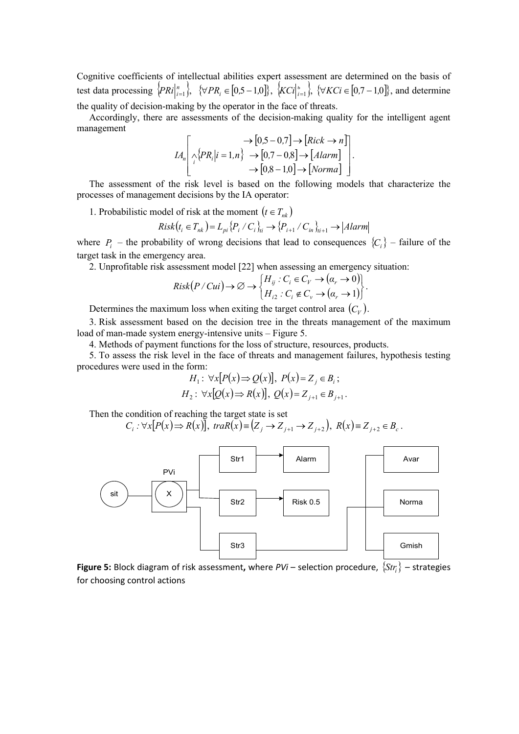Cognitive coefficients of intellectual abilities expert assessment are determined on the basis of test data processing $\left\{PRi\Big|_{i=1}^{n}\right\}$, $\{\forall PR_i \in [0{,}5-1{,}0]\}$, $\left\{KCi\Big|_{i=1}^{b}\right\}$, $\{\forall KCi \in [0{,}7-1{,}0]\}$, and determine the quality of decision-making by the operator in the face of threats.

Accordingly, there are assessments of the decision-making quality for the intelligent agent management

$$IA_n\left[\begin{array}{c} \rightarrow [0{,}5-0{,}7] \rightarrow [Rick \rightarrow n] \\ \underset{i}{\wedge}\{PR_i | i = 1, n\} \rightarrow [0{,}7-0{,}8] \rightarrow [Alarm] \\ \rightarrow [0{,}8-1{,}0] \rightarrow [Norma] \end{array}\right].$$

The assessment of the risk level is based on the following models that characterize the processes of management decisions by the IA operator:

1. Probabilistic model of risk at the moment $(t \in T_{nk})$

$$Risk(t_i \in T_{nk}) = L_{pi}\{P_i / C_i\}_{ti} \rightarrow \{P_{i+1} / C_{in}\}_{ti+1} \rightarrow |Alarm|$$

where $P_i$ – the probability of wrong decisions that lead to consequences $\{C_i\}$ – failure of the target task in the emergency area.

2. Unprofitable risk assessment model [22] when assessing an emergency situation:

$$Risk(P / Cui) \rightarrow \varnothing \rightarrow \left\{\begin{array}{l} H_{ij} : C_i \in C_V \rightarrow (\alpha_r \rightarrow 0) \\ H_{i2} : C_i \notin C_v \rightarrow (\alpha_r \rightarrow 1) \end{array}\right\}.$$

Determines the maximum loss when exiting the target control area $(C_V)$.

3. Risk assessment based on the decision tree in the threats management of the maximum load of man-made system energy-intensive units – Figure 5.

4. Methods of payment functions for the loss of structure, resources, products.

5. To assess the risk level in the face of threats and management failures, hypothesis testing procedures were used in the form:

$$H_1 : \forall x[P(x) \Rightarrow Q(x)],\ P(x) = Z_j \in B_i;$$

$$H_2 : \forall x[Q(x) \Rightarrow R(x)],\ Q(x) = Z_{j+1} \in B_{j+1}.$$

Then the condition of reaching the target state is set

$$C_i : \forall x[P(x) \Rightarrow R(x)],\ traR(x) \equiv (Z_j \rightarrow Z_{j+1} \rightarrow Z_{j+2}),\ R(x) \equiv Z_{j+2} \in B_c.$$

**Figure 5:** Block diagram of risk assessment, where *PVi* – selection procedure, $\{Str_i\}$ – strategies for choosing control actions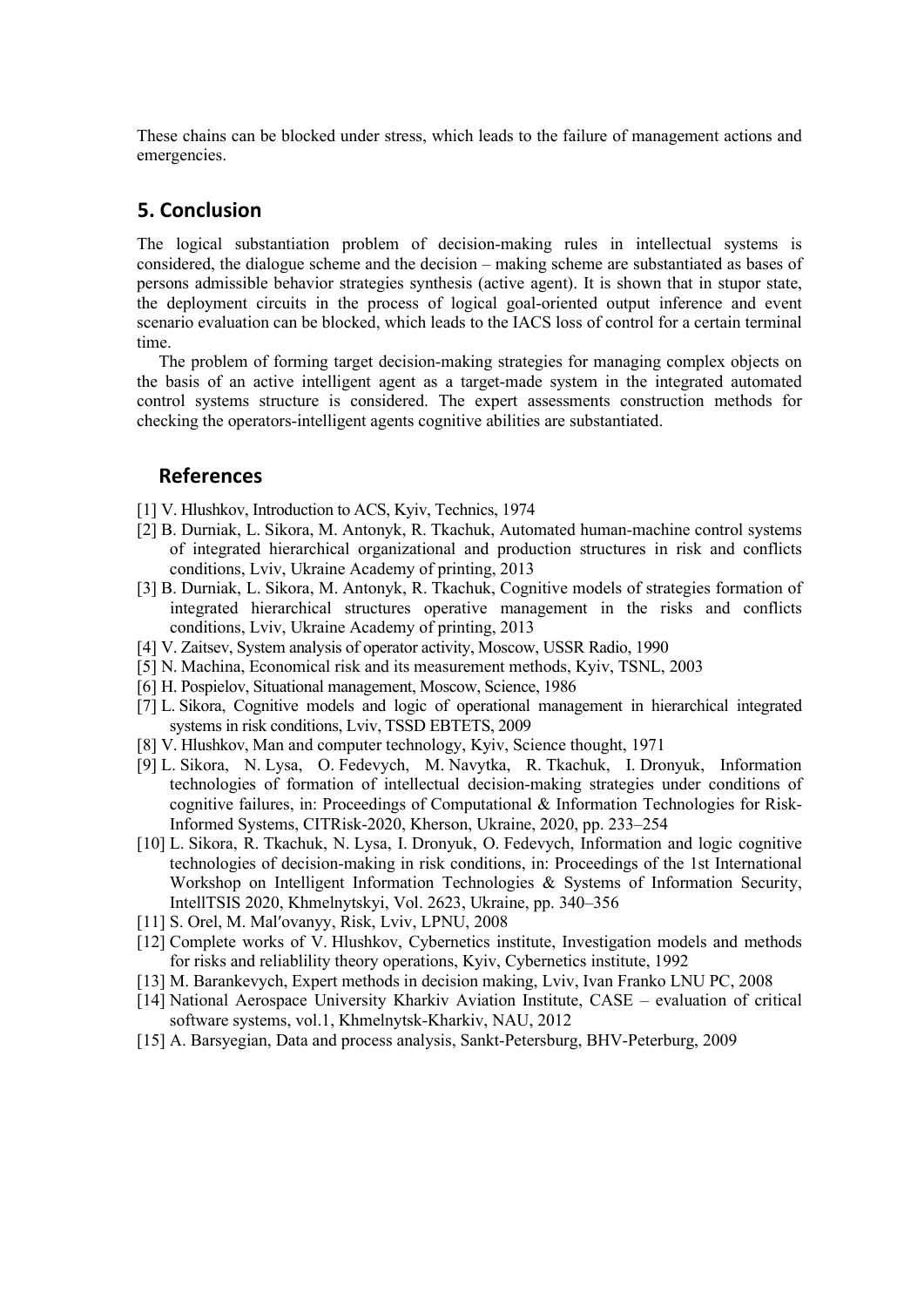These chains can be blocked under stress, which leads to the failure of management actions and emergencies.

## 5. Conclusion

The logical substantiation problem of decision-making rules in intellectual systems is considered, the dialogue scheme and the decision – making scheme are substantiated as bases of persons admissible behavior strategies synthesis (active agent). It is shown that in stupor state, the deployment circuits in the process of logical goal-oriented output inference and event scenario evaluation can be blocked, which leads to the IACS loss of control for a certain terminal time.

The problem of forming target decision-making strategies for managing complex objects on the basis of an active intelligent agent as a target-made system in the integrated automated control systems structure is considered. The expert assessments construction methods for checking the operators-intelligent agents cognitive abilities are substantiated.

## References

[1] V. Hlushkov, Introduction to ACS, Kyiv, Technics, 1974

[2] B. Durniak, L. Sikora, M. Antonyk, R. Tkachuk, Automated human-machine control systems of integrated hierarchical organizational and production structures in risk and conflicts conditions, Lviv, Ukraine Academy of printing, 2013

[3] B. Durniak, L. Sikora, M. Antonyk, R. Tkachuk, Cognitive models of strategies formation of integrated hierarchical structures operative management in the risks and conflicts conditions, Lviv, Ukraine Academy of printing, 2013

[4] V. Zaitsev, System analysis of operator activity, Moscow, USSR Radio, 1990

[5] N. Machina, Economical risk and its measurement methods, Kyiv, TSNL, 2003

[6] H. Pospielov, Situational management, Moscow, Science, 1986

[7] L. Sikora, Cognitive models and logic of operational management in hierarchical integrated systems in risk conditions, Lviv, TSSD EBTETS, 2009

[8] V. Hlushkov, Man and computer technology, Kyiv, Science thought, 1971

[9] L. Sikora, N. Lysa, O. Fedevych, M. Navytka, R. Tkachuk, I. Dronyuk, Information technologies of formation of intellectual decision-making strategies under conditions of cognitive failures, in: Proceedings of Computational & Information Technologies for Risk-Informed Systems, CITRisk-2020, Kherson, Ukraine, 2020, pp. 233–254

[10] L. Sikora, R. Tkachuk, N. Lysa, I. Dronyuk, O. Fedevych, Information and logic cognitive technologies of decision-making in risk conditions, in: Proceedings of the 1st International Workshop on Intelligent Information Technologies & Systems of Information Security, IntellTSIS 2020, Khmelnytskyi, Vol. 2623, Ukraine, pp. 340–356

[11] S. Orel, M. Mal′ovanyy, Risk, Lviv, LPNU, 2008

[12] Complete works of V. Hlushkov, Cybernetics institute, Investigation models and methods for risks and reliablility theory operations, Kyiv, Cybernetics institute, 1992

[13] M. Barankevych, Expert methods in decision making, Lviv, Ivan Franko LNU PC, 2008

[14] National Aerospace University Kharkiv Aviation Institute, CASE – evaluation of critical software systems, vol.1, Khmelnytsk-Kharkiv, NAU, 2012

[15] A. Barsyegian, Data and process analysis, Sankt-Petersburg, BHV-Peterburg, 2009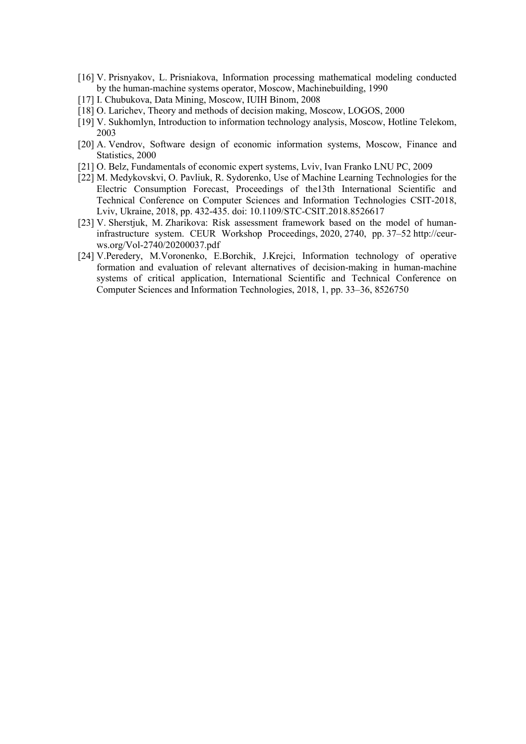[16] V. Prisnyakov, L. Prisniakova, Information processing mathematical modeling conducted by the human-machine systems operator, Moscow, Machinebuilding, 1990

[17] I. Chubukova, Data Mining, Moscow, IUIH Binom, 2008

[18] O. Larichev, Theory and methods of decision making, Moscow, LOGOS, 2000

[19] V. Sukhomlyn, Introduction to information technology analysis, Moscow, Hotline Telekom, 2003

[20] A. Vendrov, Software design of economic information systems, Moscow, Finance and Statistics, 2000

[21] O. Belz, Fundamentals of economic expert systems, Lviv, Ivan Franko LNU PC, 2009

[22] M. Medykovskvi, O. Pavliuk, R. Sydorenko, Use of Machine Learning Technologies for the Electric Consumption Forecast, Proceedings of the13th International Scientific and Technical Conference on Computer Sciences and Information Technologies CSIT-2018, Lviv, Ukraine, 2018, pp. 432-435. doi: 10.1109/STC-CSIT.2018.8526617

[23] V. Sherstjuk, M. Zharikova: Risk assessment framework based on the model of human-infrastructure system. CEUR Workshop Proceedings, 2020, 2740, pp. 37–52 http://ceur-ws.org/Vol-2740/20200037.pdf

[24] V.Peredery, M.Voronenko, E.Borchik, J.Krejci, Information technology of operative formation and evaluation of relevant alternatives of decision-making in human-machine systems of critical application, International Scientific and Technical Conference on Computer Sciences and Information Technologies, 2018, 1, pp. 33–36, 8526750